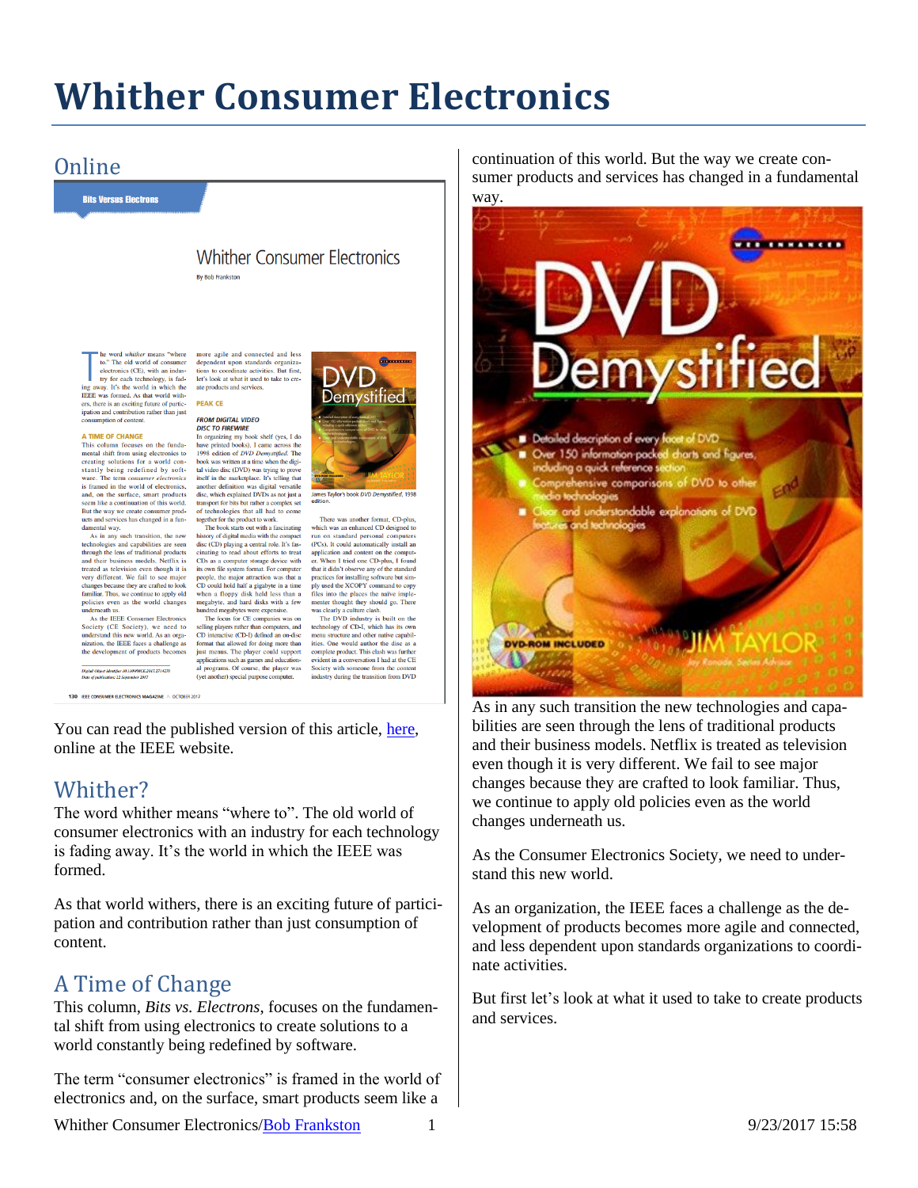# Whither Consumer Electronics

## Online

You can read the published version of this article, [here](), online at the IEEE website.

## Whither?

The word whither means "where to". The old world of consumer electronics with an industry for each technology is fading away. It's the world in which the IEEE was formed.

As that world withers, there is an exciting future of participation and contribution rather than just consumption of content.

## A Time of Change

This column, *Bits vs. Electrons*, focuses on the fundamental shift from using electronics to create solutions to a world constantly being redefined by software.

The term "consumer electronics" is framed in the world of electronics and, on the surface, smart products seem like a continuation of this world. But the way we create consumer products and services has changed in a fundamental way.

As in any such transition the new technologies and capabilities are seen through the lens of traditional products and their business models. Netflix is treated as television even though it is very different. We fail to see major changes because they are crafted to look familiar. Thus, we continue to apply old policies even as the world changes underneath us.

As the Consumer Electronics Society, we need to understand this new world.

As an organization, the IEEE faces a challenge as the development of products becomes more agile and connected, and less dependent upon standards organizations to coordinate activities.

But first let's look at what it used to take to create products and services.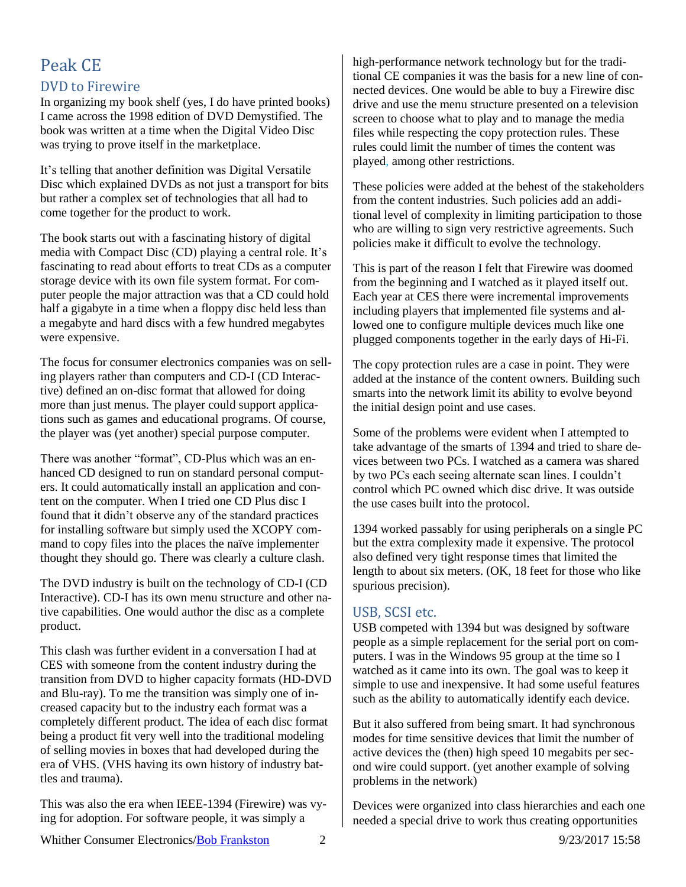# Peak CE

## DVD to Firewire

In organizing my book shelf (yes, I do have printed books) I came across the 1998 edition of DVD Demystified. The book was written at a time when the Digital Video Disc was trying to prove itself in the marketplace.

It's telling that another definition was Digital Versatile Disc which explained DVDs as not just a transport for bits but rather a complex set of technologies that all had to come together for the product to work.

The book starts out with a fascinating history of digital media with Compact Disc (CD) playing a central role. It's fascinating to read about efforts to treat CDs as a computer storage device with its own file system format. For computer people the major attraction was that a CD could hold half a gigabyte in a time when a floppy disc held less than a megabyte and hard discs with a few hundred megabytes were expensive.

The focus for consumer electronics companies was on selling players rather than computers and CD-I (CD Interactive) defined an on-disc format that allowed for doing more than just menus. The player could support applications such as games and educational programs. Of course, the player was (yet another) special purpose computer.

There was another "format", CD-Plus which was an enhanced CD designed to run on standard personal computers. It could automatically install an application and content on the computer. When I tried one CD Plus disc I found that it didn't observe any of the standard practices for installing software but simply used the XCOPY command to copy files into the places the naïve implementer thought they should go. There was clearly a culture clash.

The DVD industry is built on the technology of CD-I (CD Interactive). CD-I has its own menu structure and other native capabilities. One would author the disc as a complete product.

This clash was further evident in a conversation I had at CES with someone from the content industry during the transition from DVD to higher capacity formats (HD-DVD and Blu-ray). To me the transition was simply one of increased capacity but to the industry each format was a completely different product. The idea of each disc format being a product fit very well into the traditional modeling of selling movies in boxes that had developed during the era of VHS. (VHS having its own history of industry battles and trauma).

This was also the era when IEEE-1394 (Firewire) was vying for adoption. For software people, it was simply a high-performance network technology but for the traditional CE companies it was the basis for a new line of connected devices. One would be able to buy a Firewire disc drive and use the menu structure presented on a television screen to choose what to play and to manage the media files while respecting the copy protection rules. These rules could limit the number of times the content was played, among other restrictions.

These policies were added at the behest of the stakeholders from the content industries. Such policies add an additional level of complexity in limiting participation to those who are willing to sign very restrictive agreements. Such policies make it difficult to evolve the technology.

This is part of the reason I felt that Firewire was doomed from the beginning and I watched as it played itself out. Each year at CES there were incremental improvements including players that implemented file systems and allowed one to configure multiple devices much like one plugged components together in the early days of Hi-Fi.

The copy protection rules are a case in point. They were added at the instance of the content owners. Building such smarts into the network limit its ability to evolve beyond the initial design point and use cases.

Some of the problems were evident when I attempted to take advantage of the smarts of 1394 and tried to share devices between two PCs. I watched as a camera was shared by two PCs each seeing alternate scan lines. I couldn't control which PC owned which disc drive. It was outside the use cases built into the protocol.

1394 worked passably for using peripherals on a single PC but the extra complexity made it expensive. The protocol also defined very tight response times that limited the length to about six meters. (OK, 18 feet for those who like spurious precision).

## USB, SCSI etc.

USB competed with 1394 but was designed by software people as a simple replacement for the serial port on computers. I was in the Windows 95 group at the time so I watched as it came into its own. The goal was to keep it simple to use and inexpensive. It had some useful features such as the ability to automatically identify each device.

But it also suffered from being smart. It had synchronous modes for time sensitive devices that limit the number of active devices the (then) high speed 10 megabits per second wire could support. (yet another example of solving problems in the network)

Devices were organized into class hierarchies and each one needed a special drive to work thus creating opportunities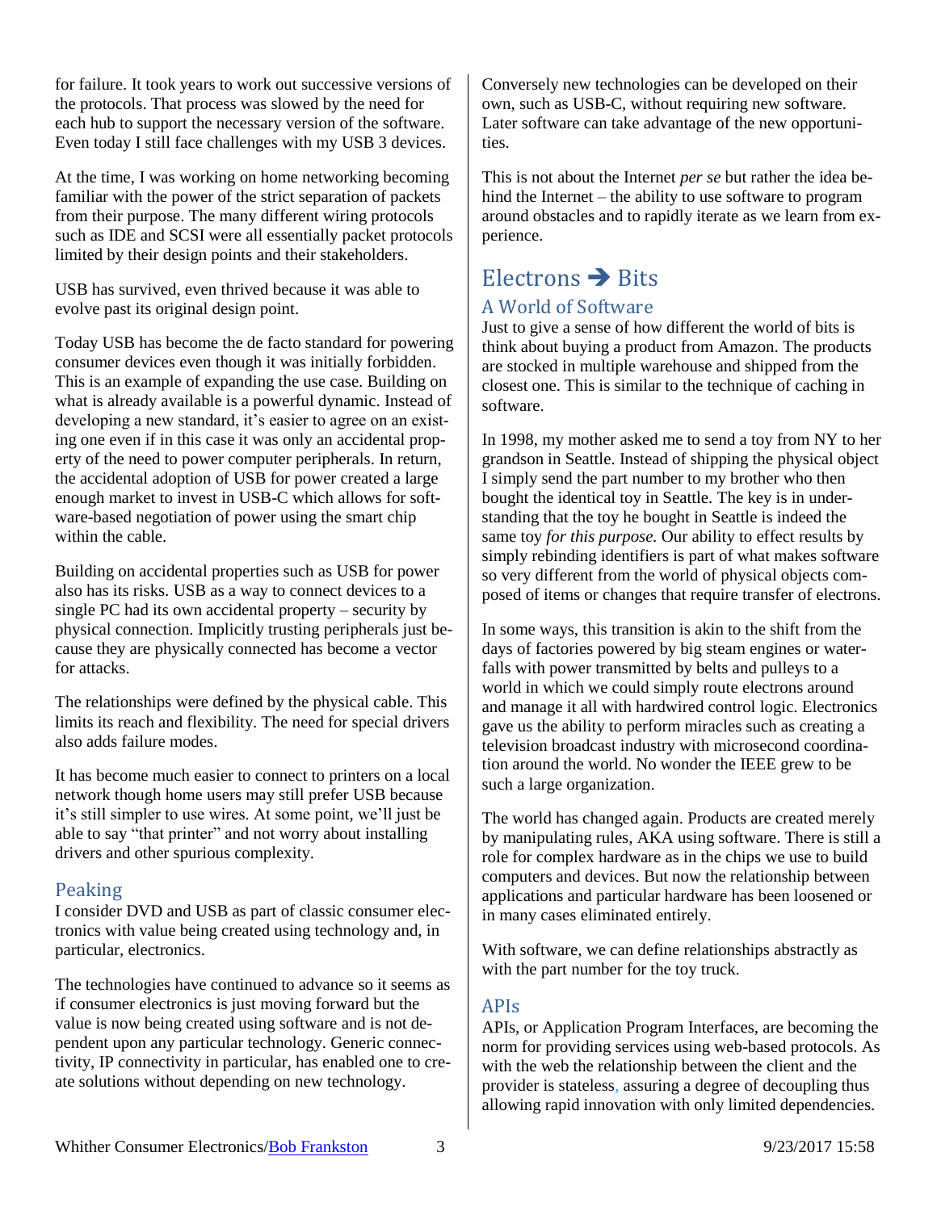for failure. It took years to work out successive versions of the protocols. That process was slowed by the need for each hub to support the necessary version of the software. Even today I still face challenges with my USB 3 devices.

At the time, I was working on home networking becoming familiar with the power of the strict separation of packets from their purpose. The many different wiring protocols such as IDE and SCSI were all essentially packet protocols limited by their design points and their stakeholders.

USB has survived, even thrived because it was able to evolve past its original design point.

Today USB has become the de facto standard for powering consumer devices even though it was initially forbidden. This is an example of expanding the use case. Building on what is already available is a powerful dynamic. Instead of developing a new standard, it's easier to agree on an existing one even if in this case it was only an accidental property of the need to power computer peripherals. In return, the accidental adoption of USB for power created a large enough market to invest in USB-C which allows for software-based negotiation of power using the smart chip within the cable.

Building on accidental properties such as USB for power also has its risks. USB as a way to connect devices to a single PC had its own accidental property – security by physical connection. Implicitly trusting peripherals just because they are physically connected has become a vector for attacks.

The relationships were defined by the physical cable. This limits its reach and flexibility. The need for special drivers also adds failure modes.

It has become much easier to connect to printers on a local network though home users may still prefer USB because it's still simpler to use wires. At some point, we'll just be able to say "that printer" and not worry about installing drivers and other spurious complexity.

## Peaking

I consider DVD and USB as part of classic consumer electronics with value being created using technology and, in particular, electronics.

The technologies have continued to advance so it seems as if consumer electronics is just moving forward but the value is now being created using software and is not dependent upon any particular technology. Generic connectivity, IP connectivity in particular, has enabled one to create solutions without depending on new technology.

Conversely new technologies can be developed on their own, such as USB-C, without requiring new software. Later software can take advantage of the new opportunities.

This is not about the Internet *per se* but rather the idea behind the Internet – the ability to use software to program around obstacles and to rapidly iterate as we learn from experience.

# Electrons ➔ Bits

## A World of Software

Just to give a sense of how different the world of bits is think about buying a product from Amazon. The products are stocked in multiple warehouse and shipped from the closest one. This is similar to the technique of caching in software.

In 1998, my mother asked me to send a toy from NY to her grandson in Seattle. Instead of shipping the physical object I simply send the part number to my brother who then bought the identical toy in Seattle. The key is in understanding that the toy he bought in Seattle is indeed the same toy *for this purpose.* Our ability to effect results by simply rebinding identifiers is part of what makes software so very different from the world of physical objects composed of items or changes that require transfer of electrons.

In some ways, this transition is akin to the shift from the days of factories powered by big steam engines or waterfalls with power transmitted by belts and pulleys to a world in which we could simply route electrons around and manage it all with hardwired control logic. Electronics gave us the ability to perform miracles such as creating a television broadcast industry with microsecond coordination around the world. No wonder the IEEE grew to be such a large organization.

The world has changed again. Products are created merely by manipulating rules, AKA using software. There is still a role for complex hardware as in the chips we use to build computers and devices. But now the relationship between applications and particular hardware has been loosened or in many cases eliminated entirely.

With software, we can define relationships abstractly as with the part number for the toy truck.

## APIs

APIs, or Application Program Interfaces, are becoming the norm for providing services using web-based protocols. As with the web the relationship between the client and the provider is stateless, assuring a degree of decoupling thus allowing rapid innovation with only limited dependencies.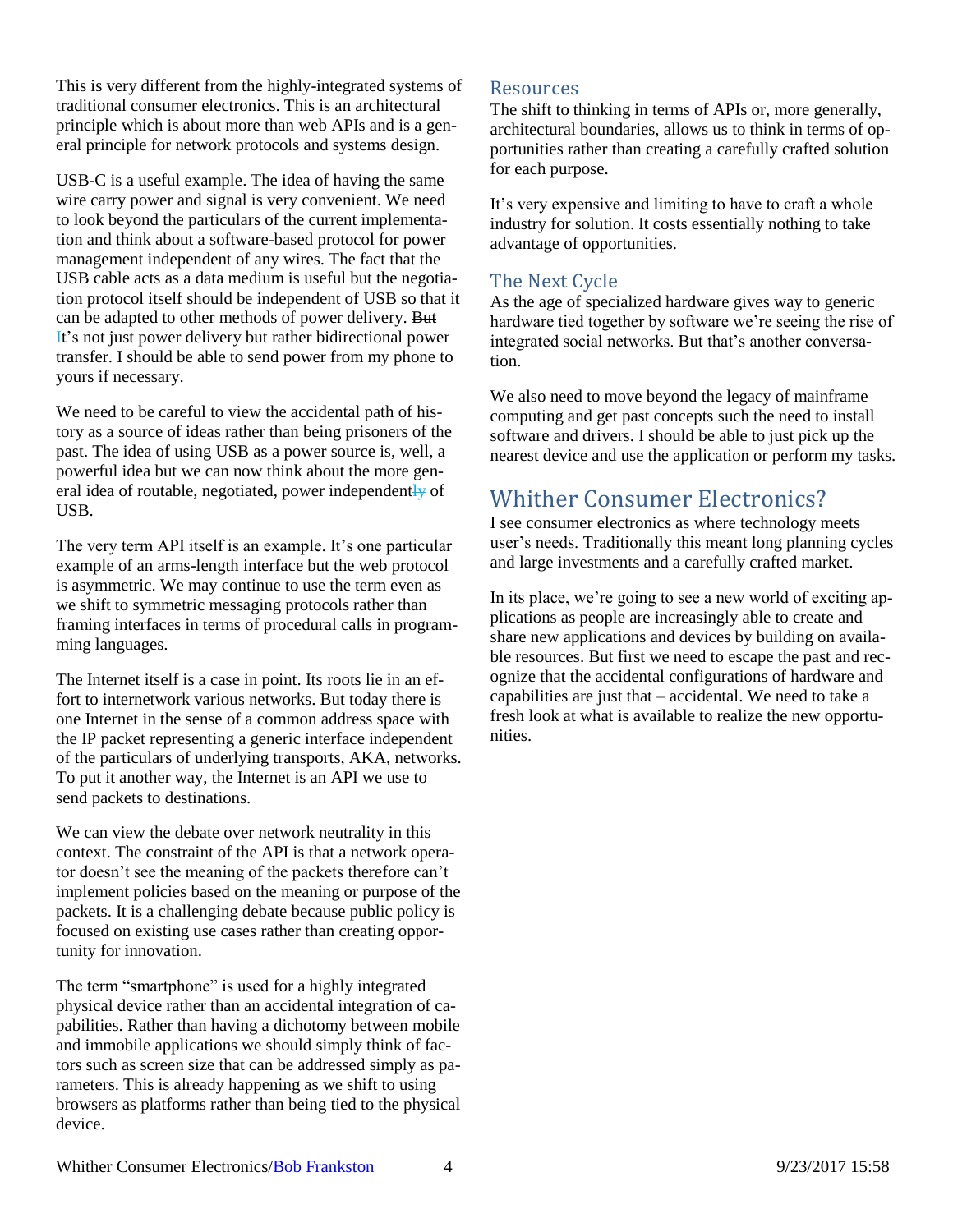This is very different from the highly-integrated systems of traditional consumer electronics. This is an architectural principle which is about more than web APIs and is a general principle for network protocols and systems design.

USB-C is a useful example. The idea of having the same wire carry power and signal is very convenient. We need to look beyond the particulars of the current implementation and think about a software-based protocol for power management independent of any wires. The fact that the USB cable acts as a data medium is useful but the negotiation protocol itself should be independent of USB so that it can be adapted to other methods of power delivery. ~~But~~ It's not just power delivery but rather bidirectional power transfer. I should be able to send power from my phone to yours if necessary.

We need to be careful to view the accidental path of history as a source of ideas rather than being prisoners of the past. The idea of using USB as a power source is, well, a powerful idea but we can now think about the more general idea of routable, negotiated, power independent~~ly~~ of USB.

The very term API itself is an example. It's one particular example of an arms-length interface but the web protocol is asymmetric. We may continue to use the term even as we shift to symmetric messaging protocols rather than framing interfaces in terms of procedural calls in programming languages.

The Internet itself is a case in point. Its roots lie in an effort to internetwork various networks. But today there is one Internet in the sense of a common address space with the IP packet representing a generic interface independent of the particulars of underlying transports, AKA, networks. To put it another way, the Internet is an API we use to send packets to destinations.

We can view the debate over network neutrality in this context. The constraint of the API is that a network operator doesn't see the meaning of the packets therefore can't implement policies based on the meaning or purpose of the packets. It is a challenging debate because public policy is focused on existing use cases rather than creating opportunity for innovation.

The term "smartphone" is used for a highly integrated physical device rather than an accidental integration of capabilities. Rather than having a dichotomy between mobile and immobile applications we should simply think of factors such as screen size that can be addressed simply as parameters. This is already happening as we shift to using browsers as platforms rather than being tied to the physical device.

### Resources

The shift to thinking in terms of APIs or, more generally, architectural boundaries, allows us to think in terms of opportunities rather than creating a carefully crafted solution for each purpose.

It's very expensive and limiting to have to craft a whole industry for solution. It costs essentially nothing to take advantage of opportunities.

### The Next Cycle

As the age of specialized hardware gives way to generic hardware tied together by software we're seeing the rise of integrated social networks. But that's another conversation.

We also need to move beyond the legacy of mainframe computing and get past concepts such the need to install software and drivers. I should be able to just pick up the nearest device and use the application or perform my tasks.

## Whither Consumer Electronics?

I see consumer electronics as where technology meets user's needs. Traditionally this meant long planning cycles and large investments and a carefully crafted market.

In its place, we're going to see a new world of exciting applications as people are increasingly able to create and share new applications and devices by building on available resources. But first we need to escape the past and recognize that the accidental configurations of hardware and capabilities are just that – accidental. We need to take a fresh look at what is available to realize the new opportunities.